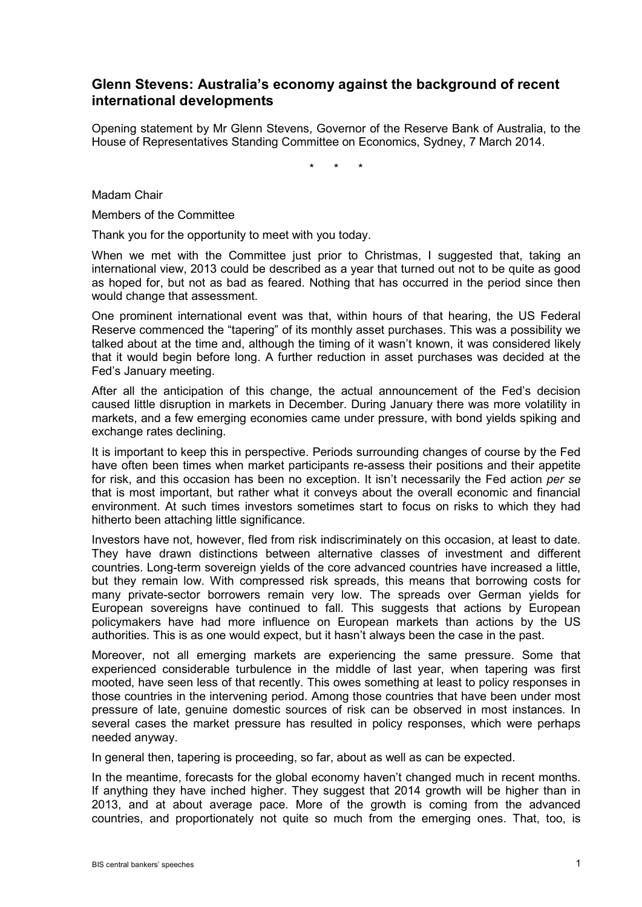## Glenn Stevens: Australia's economy against the background of recent international developments

Opening statement by Mr Glenn Stevens, Governor of the Reserve Bank of Australia, to the House of Representatives Standing Committee on Economics, Sydney, 7 March 2014.

\* \* \*

Madam Chair

Members of the Committee

Thank you for the opportunity to meet with you today.

When we met with the Committee just prior to Christmas, I suggested that, taking an international view, 2013 could be described as a year that turned out not to be quite as good as hoped for, but not as bad as feared. Nothing that has occurred in the period since then would change that assessment.

One prominent international event was that, within hours of that hearing, the US Federal Reserve commenced the "tapering" of its monthly asset purchases. This was a possibility we talked about at the time and, although the timing of it wasn't known, it was considered likely that it would begin before long. A further reduction in asset purchases was decided at the Fed's January meeting.

After all the anticipation of this change, the actual announcement of the Fed's decision caused little disruption in markets in December. During January there was more volatility in markets, and a few emerging economies came under pressure, with bond yields spiking and exchange rates declining.

It is important to keep this in perspective. Periods surrounding changes of course by the Fed have often been times when market participants re-assess their positions and their appetite for risk, and this occasion has been no exception. It isn't necessarily the Fed action *per se* that is most important, but rather what it conveys about the overall economic and financial environment. At such times investors sometimes start to focus on risks to which they had hitherto been attaching little significance.

Investors have not, however, fled from risk indiscriminately on this occasion, at least to date. They have drawn distinctions between alternative classes of investment and different countries. Long-term sovereign yields of the core advanced countries have increased a little, but they remain low. With compressed risk spreads, this means that borrowing costs for many private-sector borrowers remain very low. The spreads over German yields for European sovereigns have continued to fall. This suggests that actions by European policymakers have had more influence on European markets than actions by the US authorities. This is as one would expect, but it hasn't always been the case in the past.

Moreover, not all emerging markets are experiencing the same pressure. Some that experienced considerable turbulence in the middle of last year, when tapering was first mooted, have seen less of that recently. This owes something at least to policy responses in those countries in the intervening period. Among those countries that have been under most pressure of late, genuine domestic sources of risk can be observed in most instances. In several cases the market pressure has resulted in policy responses, which were perhaps needed anyway.

In general then, tapering is proceeding, so far, about as well as can be expected.

In the meantime, forecasts for the global economy haven't changed much in recent months. If anything they have inched higher. They suggest that 2014 growth will be higher than in 2013, and at about average pace. More of the growth is coming from the advanced countries, and proportionately not quite so much from the emerging ones. That, too, is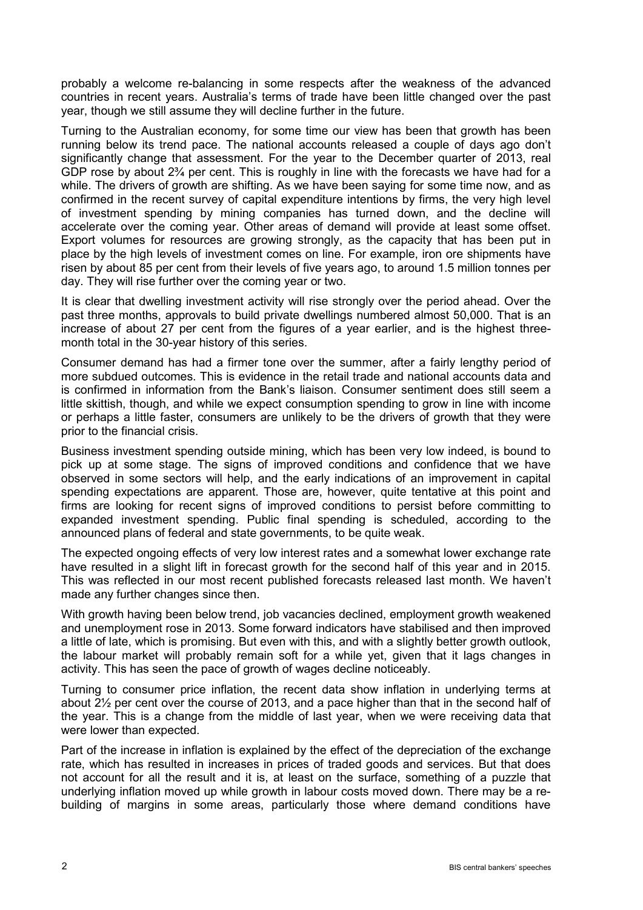probably a welcome re-balancing in some respects after the weakness of the advanced countries in recent years. Australia's terms of trade have been little changed over the past year, though we still assume they will decline further in the future.

Turning to the Australian economy, for some time our view has been that growth has been running below its trend pace. The national accounts released a couple of days ago don't significantly change that assessment. For the year to the December quarter of 2013, real GDP rose by about 2¾ per cent. This is roughly in line with the forecasts we have had for a while. The drivers of growth are shifting. As we have been saying for some time now, and as confirmed in the recent survey of capital expenditure intentions by firms, the very high level of investment spending by mining companies has turned down, and the decline will accelerate over the coming year. Other areas of demand will provide at least some offset. Export volumes for resources are growing strongly, as the capacity that has been put in place by the high levels of investment comes on line. For example, iron ore shipments have risen by about 85 per cent from their levels of five years ago, to around 1.5 million tonnes per day. They will rise further over the coming year or two.

It is clear that dwelling investment activity will rise strongly over the period ahead. Over the past three months, approvals to build private dwellings numbered almost 50,000. That is an increase of about 27 per cent from the figures of a year earlier, and is the highest three-month total in the 30-year history of this series.

Consumer demand has had a firmer tone over the summer, after a fairly lengthy period of more subdued outcomes. This is evidence in the retail trade and national accounts data and is confirmed in information from the Bank's liaison. Consumer sentiment does still seem a little skittish, though, and while we expect consumption spending to grow in line with income or perhaps a little faster, consumers are unlikely to be the drivers of growth that they were prior to the financial crisis.

Business investment spending outside mining, which has been very low indeed, is bound to pick up at some stage. The signs of improved conditions and confidence that we have observed in some sectors will help, and the early indications of an improvement in capital spending expectations are apparent. Those are, however, quite tentative at this point and firms are looking for recent signs of improved conditions to persist before committing to expanded investment spending. Public final spending is scheduled, according to the announced plans of federal and state governments, to be quite weak.

The expected ongoing effects of very low interest rates and a somewhat lower exchange rate have resulted in a slight lift in forecast growth for the second half of this year and in 2015. This was reflected in our most recent published forecasts released last month. We haven't made any further changes since then.

With growth having been below trend, job vacancies declined, employment growth weakened and unemployment rose in 2013. Some forward indicators have stabilised and then improved a little of late, which is promising. But even with this, and with a slightly better growth outlook, the labour market will probably remain soft for a while yet, given that it lags changes in activity. This has seen the pace of growth of wages decline noticeably.

Turning to consumer price inflation, the recent data show inflation in underlying terms at about 2½ per cent over the course of 2013, and a pace higher than that in the second half of the year. This is a change from the middle of last year, when we were receiving data that were lower than expected.

Part of the increase in inflation is explained by the effect of the depreciation of the exchange rate, which has resulted in increases in prices of traded goods and services. But that does not account for all the result and it is, at least on the surface, something of a puzzle that underlying inflation moved up while growth in labour costs moved down. There may be a re-building of margins in some areas, particularly those where demand conditions have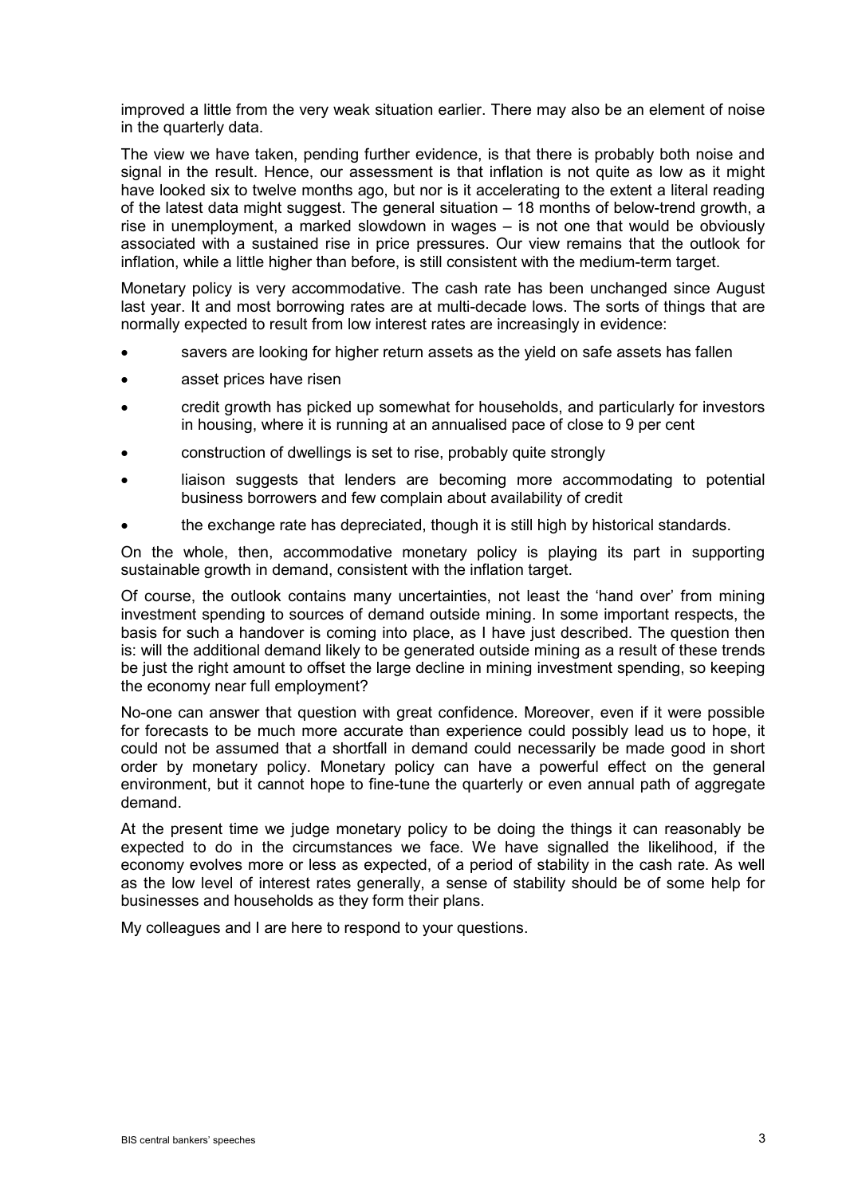improved a little from the very weak situation earlier. There may also be an element of noise in the quarterly data.

The view we have taken, pending further evidence, is that there is probably both noise and signal in the result. Hence, our assessment is that inflation is not quite as low as it might have looked six to twelve months ago, but nor is it accelerating to the extent a literal reading of the latest data might suggest. The general situation – 18 months of below-trend growth, a rise in unemployment, a marked slowdown in wages – is not one that would be obviously associated with a sustained rise in price pressures. Our view remains that the outlook for inflation, while a little higher than before, is still consistent with the medium-term target.

Monetary policy is very accommodative. The cash rate has been unchanged since August last year. It and most borrowing rates are at multi-decade lows. The sorts of things that are normally expected to result from low interest rates are increasingly in evidence:

- savers are looking for higher return assets as the yield on safe assets has fallen
- asset prices have risen
- credit growth has picked up somewhat for households, and particularly for investors in housing, where it is running at an annualised pace of close to 9 per cent
- construction of dwellings is set to rise, probably quite strongly
- liaison suggests that lenders are becoming more accommodating to potential business borrowers and few complain about availability of credit
- the exchange rate has depreciated, though it is still high by historical standards.

On the whole, then, accommodative monetary policy is playing its part in supporting sustainable growth in demand, consistent with the inflation target.

Of course, the outlook contains many uncertainties, not least the 'hand over' from mining investment spending to sources of demand outside mining. In some important respects, the basis for such a handover is coming into place, as I have just described. The question then is: will the additional demand likely to be generated outside mining as a result of these trends be just the right amount to offset the large decline in mining investment spending, so keeping the economy near full employment?

No-one can answer that question with great confidence. Moreover, even if it were possible for forecasts to be much more accurate than experience could possibly lead us to hope, it could not be assumed that a shortfall in demand could necessarily be made good in short order by monetary policy. Monetary policy can have a powerful effect on the general environment, but it cannot hope to fine-tune the quarterly or even annual path of aggregate demand.

At the present time we judge monetary policy to be doing the things it can reasonably be expected to do in the circumstances we face. We have signalled the likelihood, if the economy evolves more or less as expected, of a period of stability in the cash rate. As well as the low level of interest rates generally, a sense of stability should be of some help for businesses and households as they form their plans.

My colleagues and I are here to respond to your questions.